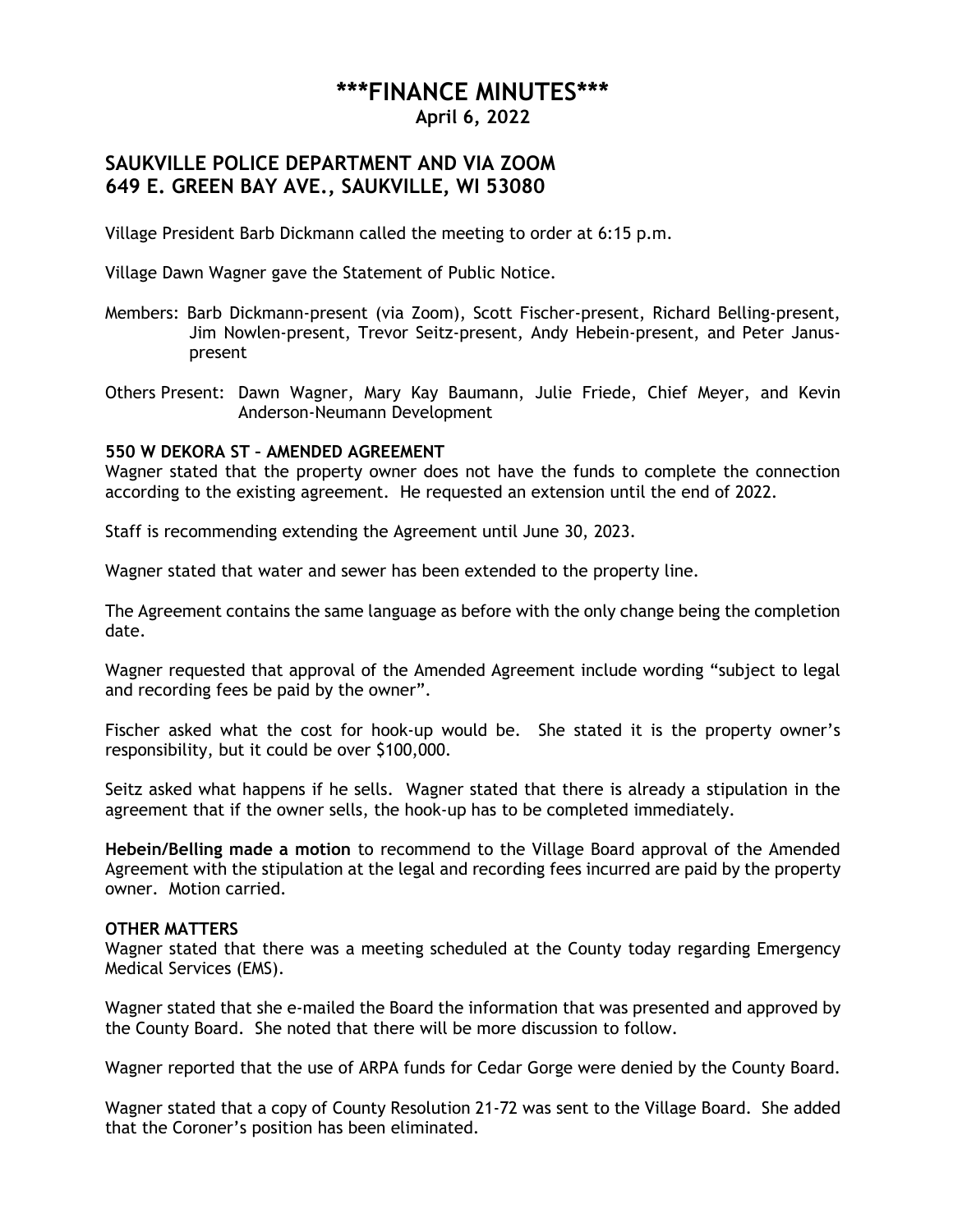# ***FINANCE MINUTES***

**April 6, 2022**

## SAUKVILLE POLICE DEPARTMENT AND VIA ZOOM
## 649 E. GREEN BAY AVE., SAUKVILLE, WI 53080

Village President Barb Dickmann called the meeting to order at 6:15 p.m.

Village Dawn Wagner gave the Statement of Public Notice.

Members: Barb Dickmann-present (via Zoom), Scott Fischer-present, Richard Belling-present, Jim Nowlen-present, Trevor Seitz-present, Andy Hebein-present, and Peter Janus-present

Others Present: Dawn Wagner, Mary Kay Baumann, Julie Friede, Chief Meyer, and Kevin Anderson-Neumann Development

**550 W DEKORA ST – AMENDED AGREEMENT**

Wagner stated that the property owner does not have the funds to complete the connection according to the existing agreement. He requested an extension until the end of 2022.

Staff is recommending extending the Agreement until June 30, 2023.

Wagner stated that water and sewer has been extended to the property line.

The Agreement contains the same language as before with the only change being the completion date.

Wagner requested that approval of the Amended Agreement include wording "subject to legal and recording fees be paid by the owner".

Fischer asked what the cost for hook-up would be. She stated it is the property owner's responsibility, but it could be over $100,000.

Seitz asked what happens if he sells. Wagner stated that there is already a stipulation in the agreement that if the owner sells, the hook-up has to be completed immediately.

**Hebein/Belling made a motion** to recommend to the Village Board approval of the Amended Agreement with the stipulation at the legal and recording fees incurred are paid by the property owner. Motion carried.

**OTHER MATTERS**

Wagner stated that there was a meeting scheduled at the County today regarding Emergency Medical Services (EMS).

Wagner stated that she e-mailed the Board the information that was presented and approved by the County Board. She noted that there will be more discussion to follow.

Wagner reported that the use of ARPA funds for Cedar Gorge were denied by the County Board.

Wagner stated that a copy of County Resolution 21-72 was sent to the Village Board. She added that the Coroner's position has been eliminated.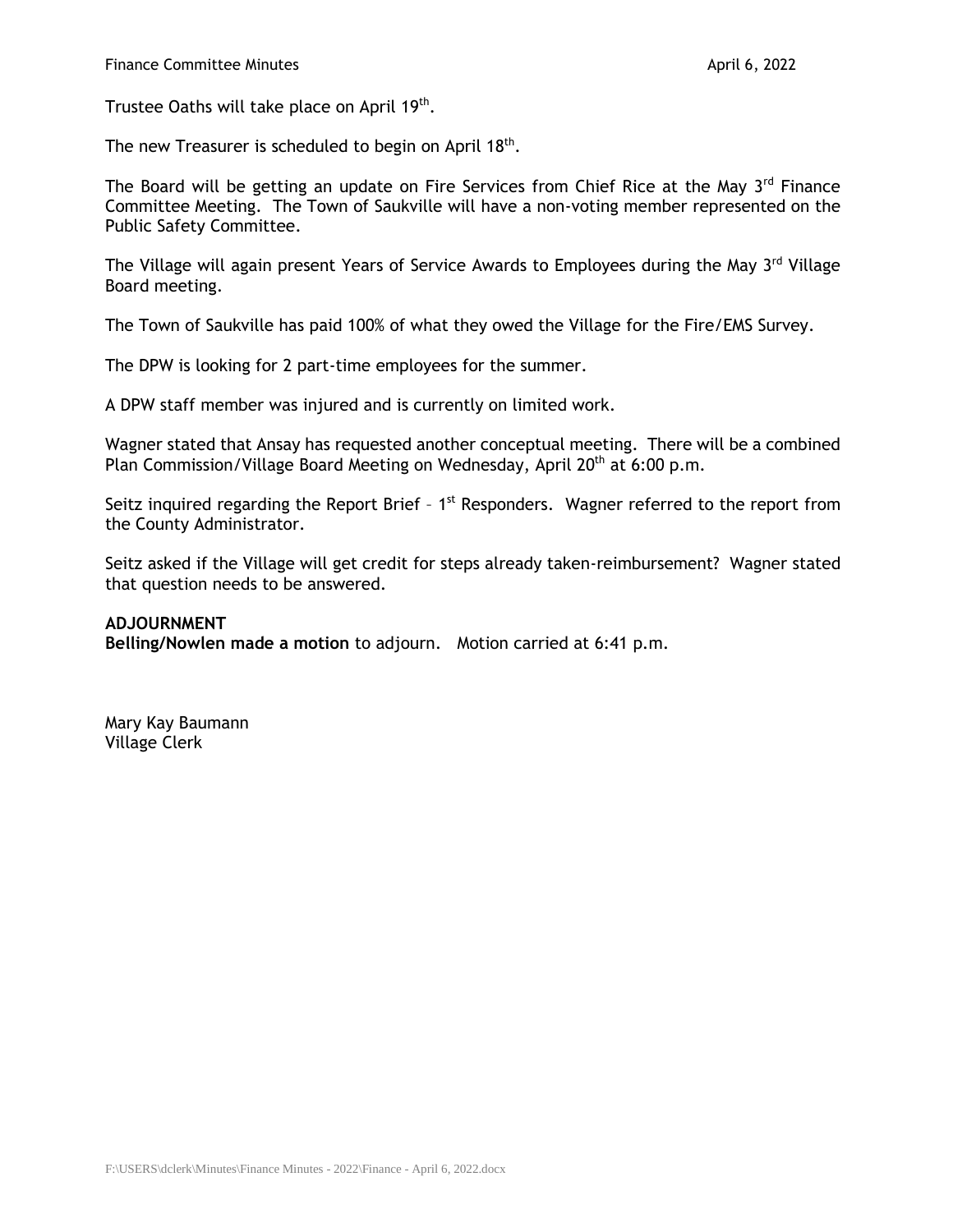Trustee Oaths will take place on April 19th.

The new Treasurer is scheduled to begin on April 18th.

The Board will be getting an update on Fire Services from Chief Rice at the May 3rd Finance Committee Meeting. The Town of Saukville will have a non-voting member represented on the Public Safety Committee.

The Village will again present Years of Service Awards to Employees during the May 3rd Village Board meeting.

The Town of Saukville has paid 100% of what they owed the Village for the Fire/EMS Survey.

The DPW is looking for 2 part-time employees for the summer.

A DPW staff member was injured and is currently on limited work.

Wagner stated that Ansay has requested another conceptual meeting. There will be a combined Plan Commission/Village Board Meeting on Wednesday, April 20th at 6:00 p.m.

Seitz inquired regarding the Report Brief – 1st Responders. Wagner referred to the report from the County Administrator.

Seitz asked if the Village will get credit for steps already taken-reimbursement? Wagner stated that question needs to be answered.

**ADJOURNMENT**
**Belling/Nowlen made a motion** to adjourn. Motion carried at 6:41 p.m.

Mary Kay Baumann
Village Clerk

F:\USERS\dclerk\Minutes\Finance Minutes - 2022\Finance - April 6, 2022.docx